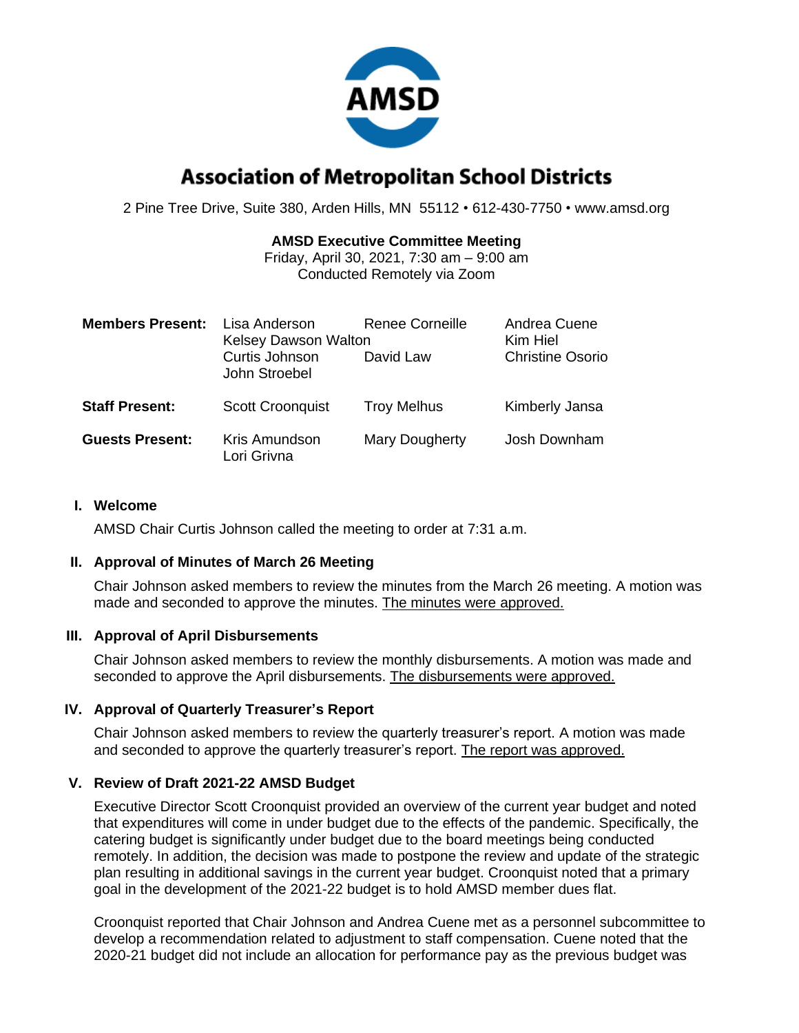# Association of Metropolitan School Districts

2 Pine Tree Drive, Suite 380, Arden Hills, MN 55112 • 612-430-7750 • www.amsd.org

**AMSD Executive Committee Meeting**
Friday, April 30, 2021, 7:30 am – 9:00 am
Conducted Remotely via Zoom

| | | | |
|---|---|---|---|
| **Members Present:** | Lisa Anderson | Renee Corneille | Andrea Cuene |
| | Kelsey Dawson Walton | | Kim Hiel |
| | Curtis Johnson | David Law | Christine Osorio |
| | John Stroebel | | |
| **Staff Present:** | Scott Croonquist | Troy Melhus | Kimberly Jansa |
| **Guests Present:** | Kris Amundson | Mary Dougherty | Josh Downham |
| | Lori Grivna | | |

## I. Welcome

AMSD Chair Curtis Johnson called the meeting to order at 7:31 a.m.

## II. Approval of Minutes of March 26 Meeting

Chair Johnson asked members to review the minutes from the March 26 meeting. A motion was made and seconded to approve the minutes. The minutes were approved.

## III. Approval of April Disbursements

Chair Johnson asked members to review the monthly disbursements. A motion was made and seconded to approve the April disbursements. The disbursements were approved.

## IV. Approval of Quarterly Treasurer's Report

Chair Johnson asked members to review the quarterly treasurer's report. A motion was made and seconded to approve the quarterly treasurer's report. The report was approved.

## V. Review of Draft 2021-22 AMSD Budget

Executive Director Scott Croonquist provided an overview of the current year budget and noted that expenditures will come in under budget due to the effects of the pandemic. Specifically, the catering budget is significantly under budget due to the board meetings being conducted remotely. In addition, the decision was made to postpone the review and update of the strategic plan resulting in additional savings in the current year budget. Croonquist noted that a primary goal in the development of the 2021-22 budget is to hold AMSD member dues flat.

Croonquist reported that Chair Johnson and Andrea Cuene met as a personnel subcommittee to develop a recommendation related to adjustment to staff compensation. Cuene noted that the 2020-21 budget did not include an allocation for performance pay as the previous budget was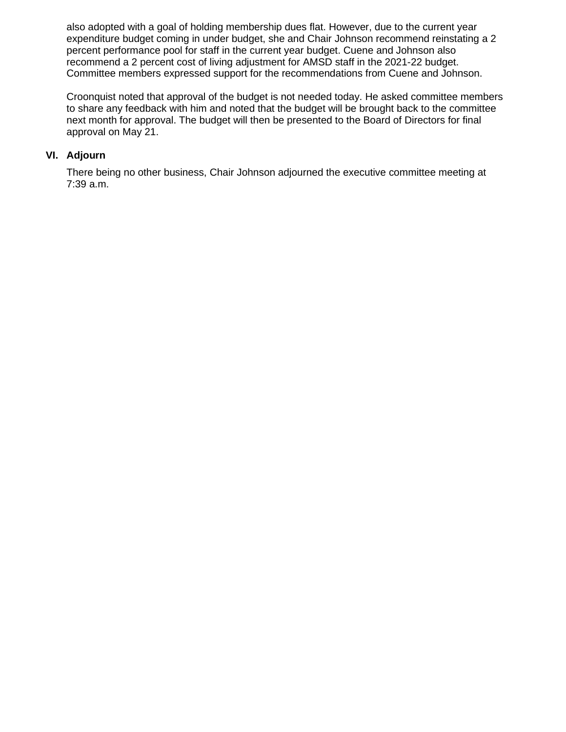also adopted with a goal of holding membership dues flat. However, due to the current year expenditure budget coming in under budget, she and Chair Johnson recommend reinstating a 2 percent performance pool for staff in the current year budget. Cuene and Johnson also recommend a 2 percent cost of living adjustment for AMSD staff in the 2021-22 budget. Committee members expressed support for the recommendations from Cuene and Johnson.

Croonquist noted that approval of the budget is not needed today. He asked committee members to share any feedback with him and noted that the budget will be brought back to the committee next month for approval. The budget will then be presented to the Board of Directors for final approval on May 21.

## VI. Adjourn

There being no other business, Chair Johnson adjourned the executive committee meeting at 7:39 a.m.